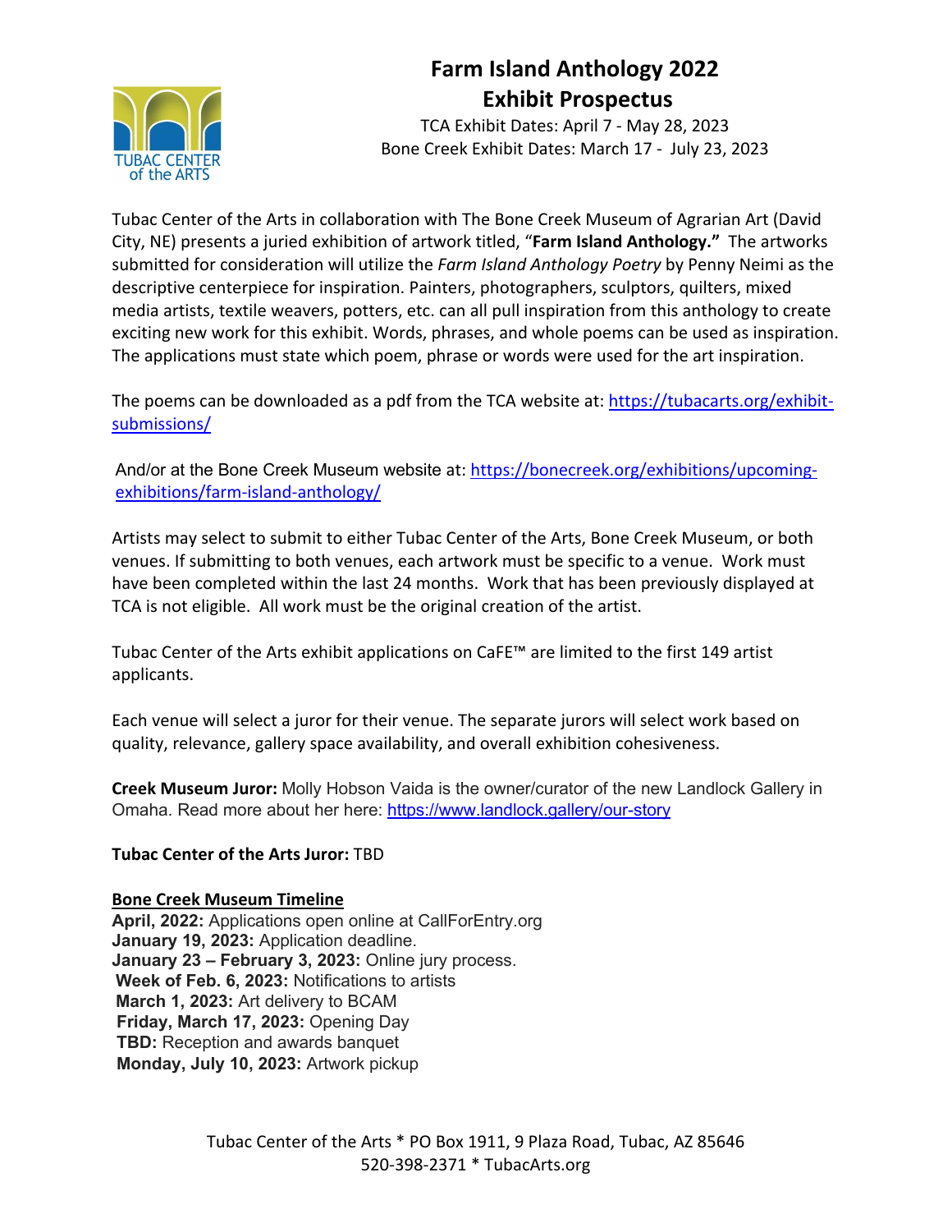# Farm Island Anthology 2022
## Exhibit Prospectus

TCA Exhibit Dates: April 7 - May 28, 2023
Bone Creek Exhibit Dates: March 17 - July 23, 2023

TUBAC CENTER of the ARTS

Tubac Center of the Arts in collaboration with The Bone Creek Museum of Agrarian Art (David City, NE) presents a juried exhibition of artwork titled, "**Farm Island Anthology."** The artworks submitted for consideration will utilize the *Farm Island Anthology Poetry* by Penny Neimi as the descriptive centerpiece for inspiration. Painters, photographers, sculptors, quilters, mixed media artists, textile weavers, potters, etc. can all pull inspiration from this anthology to create exciting new work for this exhibit. Words, phrases, and whole poems can be used as inspiration. The applications must state which poem, phrase or words were used for the art inspiration.

The poems can be downloaded as a pdf from the TCA website at: https://tubacarts.org/exhibit-submissions/

And/or at the Bone Creek Museum website at: https://bonecreek.org/exhibitions/upcoming-exhibitions/farm-island-anthology/

Artists may select to submit to either Tubac Center of the Arts, Bone Creek Museum, or both venues. If submitting to both venues, each artwork must be specific to a venue. Work must have been completed within the last 24 months. Work that has been previously displayed at TCA is not eligible. All work must be the original creation of the artist.

Tubac Center of the Arts exhibit applications on CaFE™ are limited to the first 149 artist applicants.

Each venue will select a juror for their venue. The separate jurors will select work based on quality, relevance, gallery space availability, and overall exhibition cohesiveness.

**Creek Museum Juror:** Molly Hobson Vaida is the owner/curator of the new Landlock Gallery in Omaha. Read more about her here: https://www.landlock.gallery/our-story

**Tubac Center of the Arts Juror:** TBD

**Bone Creek Museum Timeline**

**April, 2022:** Applications open online at CallForEntry.org
**January 19, 2023:** Application deadline.
**January 23 – February 3, 2023:** Online jury process.
**Week of Feb. 6, 2023:** Notifications to artists
**March 1, 2023:** Art delivery to BCAM
**Friday, March 17, 2023:** Opening Day
**TBD:** Reception and awards banquet
**Monday, July 10, 2023:** Artwork pickup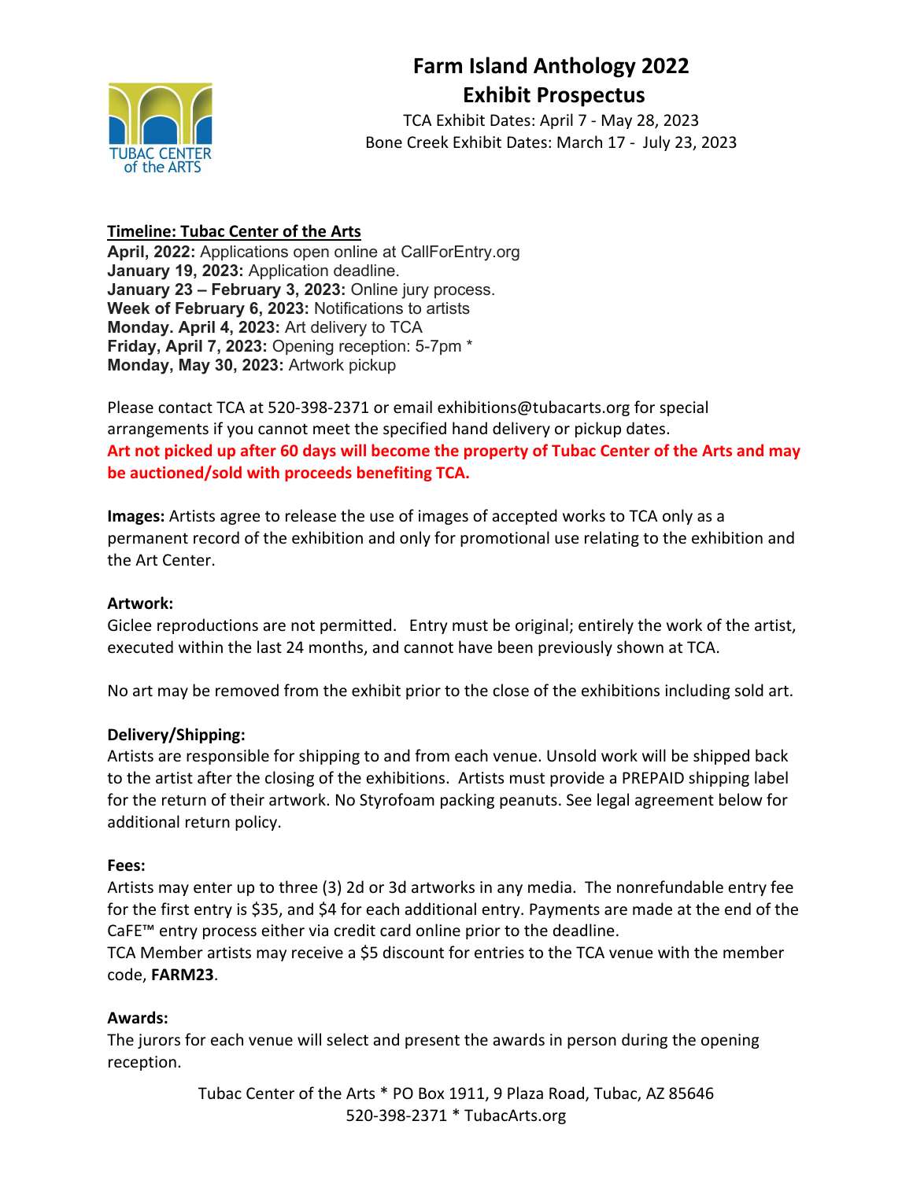# Farm Island Anthology 2022
## Exhibit Prospectus

TCA Exhibit Dates: April 7 - May 28, 2023
Bone Creek Exhibit Dates: March 17 - July 23, 2023

**Timeline: Tubac Center of the Arts**

**April, 2022:** Applications open online at CallForEntry.org
**January 19, 2023:** Application deadline.
**January 23 – February 3, 2023:** Online jury process.
**Week of February 6, 2023:** Notifications to artists
**Monday. April 4, 2023:** Art delivery to TCA
**Friday, April 7, 2023:** Opening reception: 5-7pm *
**Monday, May 30, 2023:** Artwork pickup

Please contact TCA at 520-398-2371 or email exhibitions@tubacarts.org for special arrangements if you cannot meet the specified hand delivery or pickup dates.
**Art not picked up after 60 days will become the property of Tubac Center of the Arts and may be auctioned/sold with proceeds benefiting TCA.**

**Images:** Artists agree to release the use of images of accepted works to TCA only as a permanent record of the exhibition and only for promotional use relating to the exhibition and the Art Center.

**Artwork:**
Giclee reproductions are not permitted. Entry must be original; entirely the work of the artist, executed within the last 24 months, and cannot have been previously shown at TCA.

No art may be removed from the exhibit prior to the close of the exhibitions including sold art.

**Delivery/Shipping:**
Artists are responsible for shipping to and from each venue. Unsold work will be shipped back to the artist after the closing of the exhibitions. Artists must provide a PREPAID shipping label for the return of their artwork. No Styrofoam packing peanuts. See legal agreement below for additional return policy.

**Fees:**
Artists may enter up to three (3) 2d or 3d artworks in any media. The nonrefundable entry fee for the first entry is $35, and $4 for each additional entry. Payments are made at the end of the CaFE™ entry process either via credit card online prior to the deadline.
TCA Member artists may receive a $5 discount for entries to the TCA venue with the member code, **FARM23**.

**Awards:**
The jurors for each venue will select and present the awards in person during the opening reception.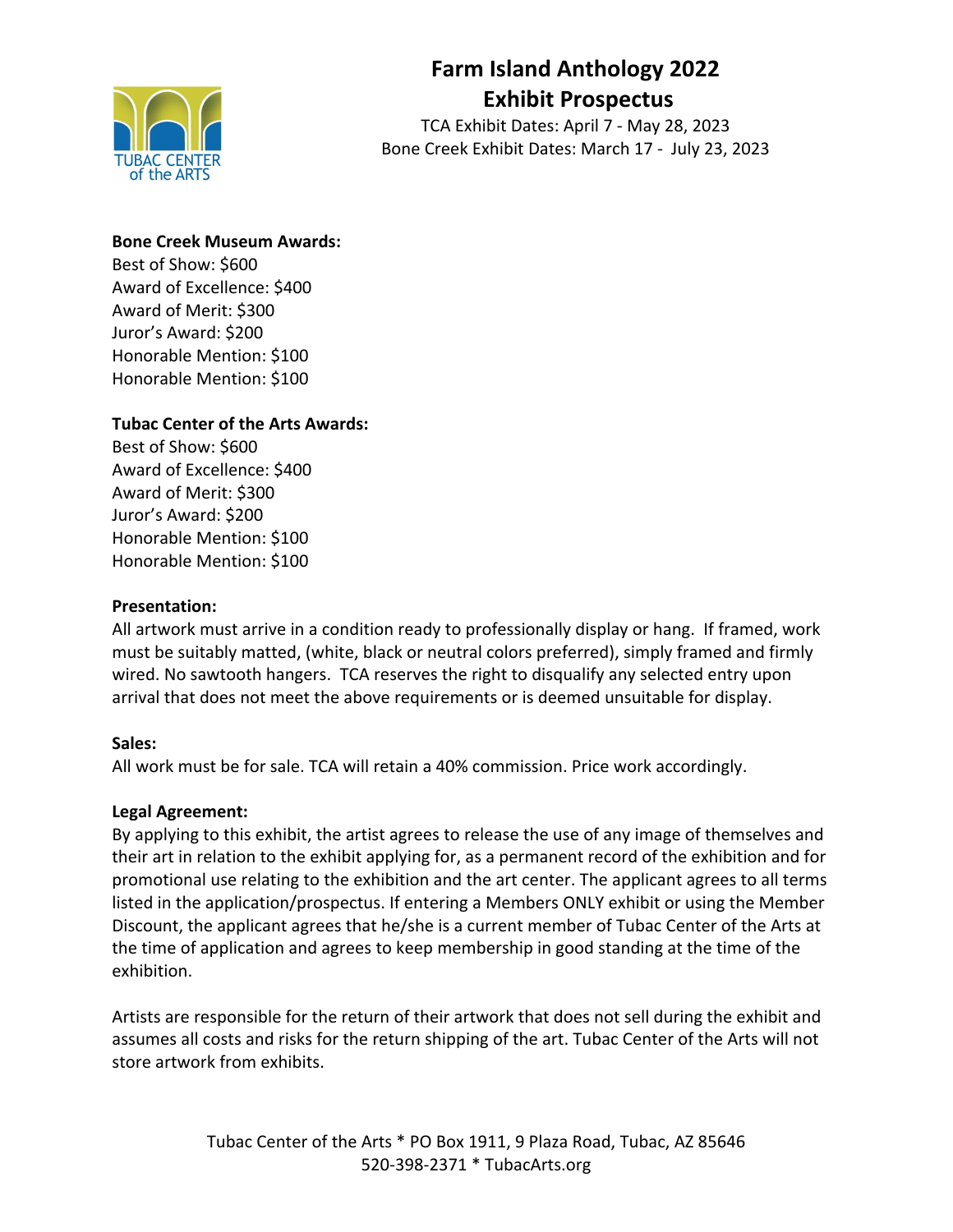# Farm Island Anthology 2022
## Exhibit Prospectus

TCA Exhibit Dates: April 7 - May 28, 2023
Bone Creek Exhibit Dates: March 17 - July 23, 2023

**Bone Creek Museum Awards:**
Best of Show: $600
Award of Excellence: $400
Award of Merit: $300
Juror's Award: $200
Honorable Mention: $100
Honorable Mention: $100

**Tubac Center of the Arts Awards:**
Best of Show: $600
Award of Excellence: $400
Award of Merit: $300
Juror's Award: $200
Honorable Mention: $100
Honorable Mention: $100

**Presentation:**
All artwork must arrive in a condition ready to professionally display or hang. If framed, work must be suitably matted, (white, black or neutral colors preferred), simply framed and firmly wired. No sawtooth hangers. TCA reserves the right to disqualify any selected entry upon arrival that does not meet the above requirements or is deemed unsuitable for display.

**Sales:**
All work must be for sale. TCA will retain a 40% commission. Price work accordingly.

**Legal Agreement:**
By applying to this exhibit, the artist agrees to release the use of any image of themselves and their art in relation to the exhibit applying for, as a permanent record of the exhibition and for promotional use relating to the exhibition and the art center. The applicant agrees to all terms listed in the application/prospectus. If entering a Members ONLY exhibit or using the Member Discount, the applicant agrees that he/she is a current member of Tubac Center of the Arts at the time of application and agrees to keep membership in good standing at the time of the exhibition.

Artists are responsible for the return of their artwork that does not sell during the exhibit and assumes all costs and risks for the return shipping of the art. Tubac Center of the Arts will not store artwork from exhibits.

Tubac Center of the Arts * PO Box 1911, 9 Plaza Road, Tubac, AZ 85646
520-398-2371 * TubacArts.org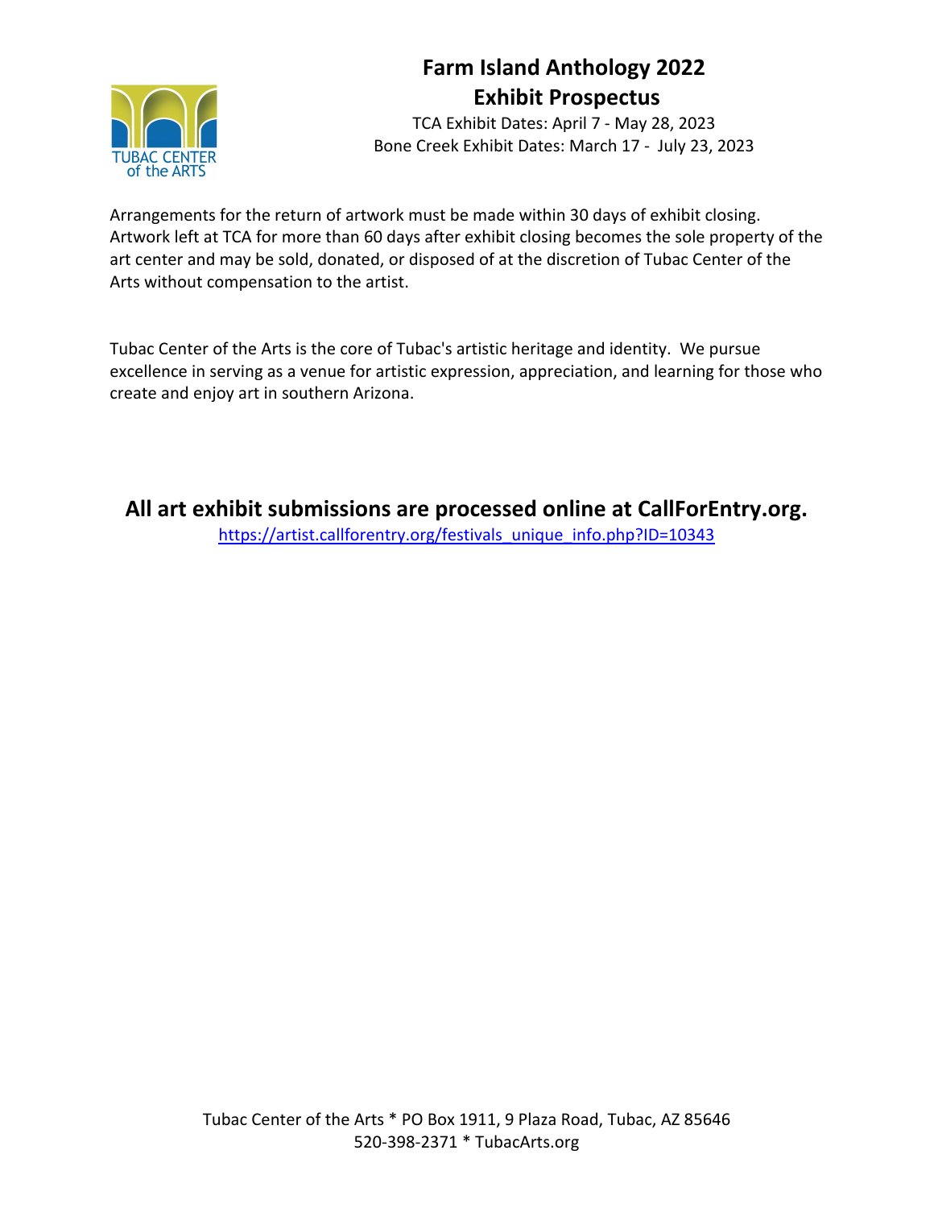# Farm Island Anthology 2022
## Exhibit Prospectus

TCA Exhibit Dates: April 7 - May 28, 2023
Bone Creek Exhibit Dates: March 17 - July 23, 2023

Arrangements for the return of artwork must be made within 30 days of exhibit closing. Artwork left at TCA for more than 60 days after exhibit closing becomes the sole property of the art center and may be sold, donated, or disposed of at the discretion of Tubac Center of the Arts without compensation to the artist.

Tubac Center of the Arts is the core of Tubac's artistic heritage and identity. We pursue excellence in serving as a venue for artistic expression, appreciation, and learning for those who create and enjoy art in southern Arizona.

**All art exhibit submissions are processed online at CallForEntry.org.**

https://artist.callforentry.org/festivals_unique_info.php?ID=10343

Tubac Center of the Arts * PO Box 1911, 9 Plaza Road, Tubac, AZ 85646
520-398-2371 * TubacArts.org